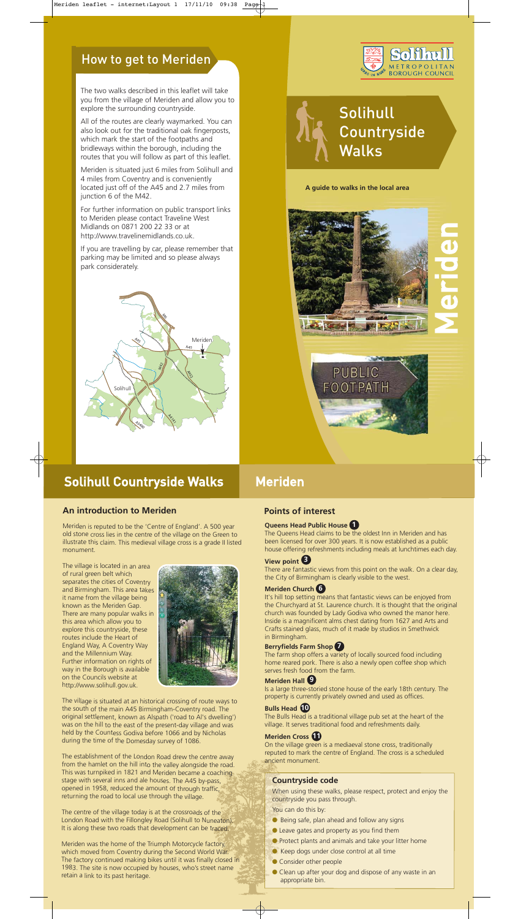## How to get to Meriden

The two walks described in this leaflet will take you from the village of Meriden and allow you to explore the surrounding countryside.

All of the routes are clearly waymarked. You can also look out for the traditional oak fingerposts, which mark the start of the footpaths and bridleways within the borough, including the routes that you will follow as part of this leaflet.

Meriden is situated just 6 miles from Solihull and 4 miles from Coventry and is conveniently located just off of the A45 and 2.7 miles from junction 6 of the M42.

For further information on public transport links to Meriden please contact Traveline West Midlands on 0871 200 22 33 or at http://www.travelinemidlands.co.uk.

If you are travelling by car, please remember that parking may be limited and so please always park considerately.

Solihull Metropolitan Borough Council

# Solihull Countryside Walks

**A guide to walks in the local area**

# Meriden

# Solihull Countryside Walks

# Meriden

### An introduction to Meriden

Meriden is reputed to be the 'Centre of England'. A 500 year old stone cross lies in the centre of the village on the Green to illustrate this claim. This medieval village cross is a grade II listed monument.

The village is located in an area of rural green belt which separates the cities of Coventry and Birmingham. This area takes it name from the village being known as the Meriden Gap. There are many popular walks in this area which allow you to explore this countryside, these routes include the Heart of England Way, A Coventry Way and the Millennium Way. Further information on rights of way in the Borough is available on the Councils website at http://www.solihull.gov.uk.

The village is situated at an historical crossing of route ways to the south of the main A45 Birmingham-Coventry road. The original settlement, known as Alspath ('road to Al's dwelling') was on the hill to the east of the present-day village and was held by the Countess Godiva before 1066 and by Nicholas during the time of the Domesday survey of 1086.

The establishment of the London Road drew the centre away from the hamlet on the hill into the valley alongside the road. This was turnpiked in 1821 and Meriden became a coaching stage with several inns and ale houses. The A45 by-pass, opened in 1958, reduced the amount of through traffic, returning the road to local use through the village.

The centre of the village today is at the crossroads of the London Road with the Fillongley Road (Solihull to Nuneaton). It is along these two roads that development can be traced.

Meriden was the home of the Triumph Motorcycle factory, which moved from Coventry during the Second World War. The factory continued making bikes until it was finally closed in 1983. The site is now occupied by houses, who's street name retain a link to its past heritage.

### Points of interest

**Queens Head Public House 1**

The Queens Head claims to be the oldest Inn in Meriden and has been licensed for over 300 years. It is now established as a public house offering refreshments including meals at lunchtimes each day.

**View point 3**

There are fantastic views from this point on the walk. On a clear day, the City of Birmingham is clearly visible to the west.

**Meriden Church 6**

It's hill top setting means that fantastic views can be enjoyed from the Churchyard at St. Laurence church. It is thought that the original church was founded by Lady Godiva who owned the manor here. Inside is a magnificent alms chest dating from 1627 and Arts and Crafts stained glass, much of it made by studios in Smethwick in Birmingham.

**Berryfields Farm Shop 7**

The farm shop offers a variety of locally sourced food including home reared pork. There is also a newly open coffee shop which serves fresh food from the farm.

**Meriden Hall 9**

Is a large three-storied stone house of the early 18th century. The property is currently privately owned and used as offices.

**Bulls Head 10**

The Bulls Head is a traditional village pub set at the heart of the village. It serves traditional food and refreshments daily.

**Meriden Cross 11**

On the village green is a mediaeval stone cross, traditionally reputed to mark the centre of England. The cross is a scheduled ancient monument.

### Countryside code

When using these walks, please respect, protect and enjoy the countryside you pass through.

You can do this by:

- Being safe, plan ahead and follow any signs
- Leave gates and property as you find them
- Protect plants and animals and take your litter home
- Keep dogs under close control at all time
- Consider other people
- Clean up after your dog and dispose of any waste in an appropriate bin.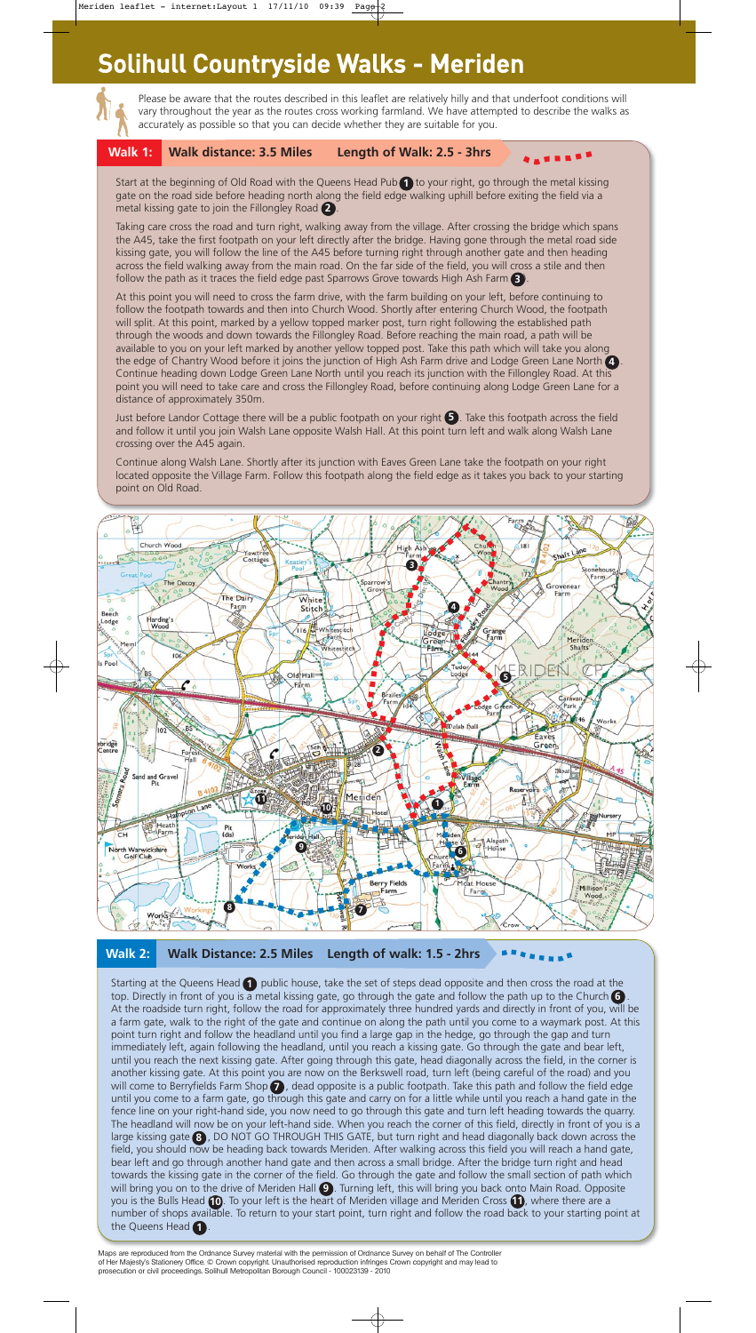# Solihull Countryside Walks - Meriden

Please be aware that the routes described in this leaflet are relatively hilly and that underfoot conditions will vary throughout the year as the routes cross working farmland. We have attempted to describe the walks as accurately as possible so that you can decide whether they are suitable for you.

## Walk 1: Walk distance: 3.5 Miles Length of Walk: 2.5 - 3hrs

Start at the beginning of Old Road with the Queens Head Pub **1** to your right, go through the metal kissing gate on the road side before heading north along the field edge walking uphill before exiting the field via a metal kissing gate to join the Fillongley Road **2**.

Taking care cross the road and turn right, walking away from the village. After crossing the bridge which spans the A45, take the first footpath on your left directly after the bridge. Having gone through the metal road side kissing gate, you will follow the line of the A45 before turning right through another gate and then heading across the field walking away from the main road. On the far side of the field, you will cross a stile and then follow the path as it traces the field edge past Sparrows Grove towards High Ash Farm **3**.

At this point you will need to cross the farm drive, with the farm building on your left, before continuing to follow the footpath towards and then into Church Wood. Shortly after entering Church Wood, the footpath will split. At this point, marked by a yellow topped marker post, turn right following the established path through the woods and down towards the Fillongley Road. Before reaching the main road, a path will be available to you on your left marked by another yellow topped post. Take this path which will take you along the edge of Chantry Wood before it joins the junction of High Ash Farm drive and Lodge Green Lane North **4**. Continue heading down Lodge Green Lane North until you reach its junction with the Fillongley Road. At this point you will need to take care and cross the Fillongley Road, before continuing along Lodge Green Lane for a distance of approximately 350m.

Just before Landor Cottage there will be a public footpath on your right **5**. Take this footpath across the field and follow it until you join Walsh Lane opposite Walsh Hall. At this point turn left and walk along Walsh Lane crossing over the A45 again.

Continue along Walsh Lane. Shortly after its junction with Eaves Green Lane take the footpath on your right located opposite the Village Farm. Follow this footpath along the field edge as it takes you back to your starting point on Old Road.

Church Wood
Yewtree Cottages
Kearsley's Pool
Great Pool
The Decoy
The Dairy Farm
White Stitch
Whitesitch Farm
Whitestitch
Beech Lodge
Harding's Wood
Old Hall Farm
High Ash Farm
Sparrow's Grove
Church Wood
Chantry Wood
Shaft Lane
Stonehouse Farm
Grovenear Farm
Lodge Green Farm
Grange Farm
Meriden Shafts
Tudor Lodge
MERIDEN CP
Brailes Farm
Lodge Green Farm
Walsh Hall
Caravan Park
Works
Eaves Green
Forest Hall
Sand and Gravel Pit
Cross
Meriden
Hotel
Village Farm
Reservoir
Hampton Lane
Heath Farm
Pit (dis)
Meriden Hall
Meriden House
Alspath House
Nursery
North Warwickshire Golf Club
Works
Church Farm
Berry Fields Farm
Moat House Farm
Millison's Wood
Workings
Works
Crow
A45
B4102
B4104

## Walk 2: Walk Distance: 2.5 Miles Length of walk: 1.5 - 2hrs

Starting at the Queens Head **1** public house, take the set of steps dead opposite and then cross the road at the top. Directly in front of you is a metal kissing gate, go through the gate and follow the path up to the Church **6**. At the roadside turn right, follow the road for approximately three hundred yards and directly in front of you, will be a farm gate, walk to the right of the gate and continue on along the path until you come to a waymark post. At this point turn right and follow the headland until you find a large gap in the hedge, go through the gap and turn immediately left, again following the headland, until you reach a kissing gate. Go through the gate and bear left, until you reach the next kissing gate. After going through this gate, head diagonally across the field, in the corner is another kissing gate. At this point you are now on the Berkswell road, turn left (being careful of the road) and you will come to Berryfields Farm Shop **7**, dead opposite is a public footpath. Take this path and follow the field edge until you come to a farm gate, go through this gate and carry on for a little while until you reach a hand gate in the fence line on your right-hand side, you now need to go through this gate and turn left heading towards the quarry. The headland will now be on your left-hand side. When you reach the corner of this field, directly in front of you is a large kissing gate **8**, DO NOT GO THROUGH THIS GATE, but turn right and head diagonally back down across the field, you should now be heading back towards Meriden. After walking across this field you will reach a hand gate, bear left and go through another hand gate and then across a small bridge. After the bridge turn right and head towards the kissing gate in the corner of the field. Go through the gate and follow the small section of path which will bring you on to the drive of Meriden Hall **9**. Turning left, this will bring you back onto Main Road. Opposite you is the Bulls Head **10**. To your left is the heart of Meriden village and Meriden Cross **11**, where there are a number of shops available. To return to your start point, turn right and follow the road back to your starting point at the Queens Head **1**.

Maps are reproduced from the Ordnance Survey material with the permission of Ordnance Survey on behalf of The Controller of Her Majesty's Stationery Office. © Crown copyright. Unauthorised reproduction infringes Crown copyright and may lead to prosecution or civil proceedings. Solihull Metropolitan Borough Council - 100023139 - 2010